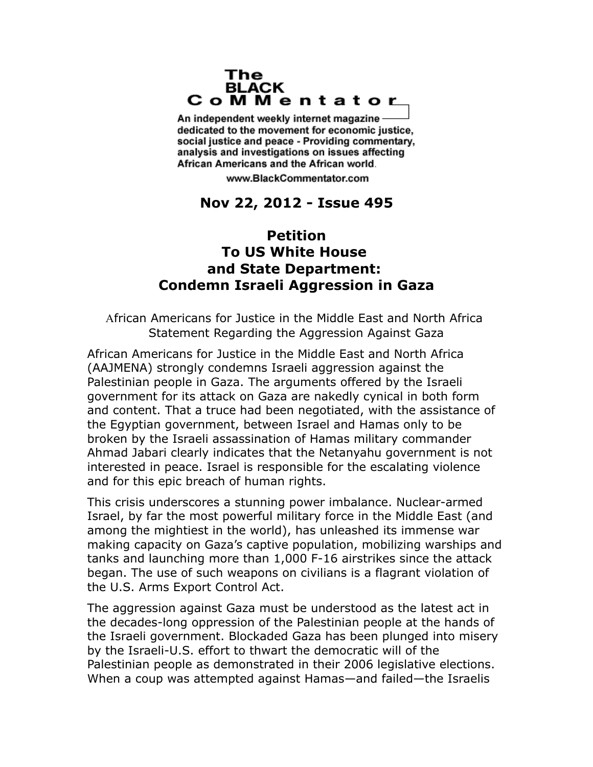The BLACK CoMMentator

An independent weekly internet magazine dedicated to the movement for economic justice, social justice and peace - Providing commentary, analysis and investigations on issues affecting African Americans and the African world.

www.BlackCommentator.com

**Nov 22, 2012 - Issue 495**

# Petition To US White House and State Department: Condemn Israeli Aggression in Gaza

African Americans for Justice in the Middle East and North Africa Statement Regarding the Aggression Against Gaza

African Americans for Justice in the Middle East and North Africa (AAJMENA) strongly condemns Israeli aggression against the Palestinian people in Gaza. The arguments offered by the Israeli government for its attack on Gaza are nakedly cynical in both form and content. That a truce had been negotiated, with the assistance of the Egyptian government, between Israel and Hamas only to be broken by the Israeli assassination of Hamas military commander Ahmad Jabari clearly indicates that the Netanyahu government is not interested in peace. Israel is responsible for the escalating violence and for this epic breach of human rights.

This crisis underscores a stunning power imbalance. Nuclear-armed Israel, by far the most powerful military force in the Middle East (and among the mightiest in the world), has unleashed its immense war making capacity on Gaza's captive population, mobilizing warships and tanks and launching more than 1,000 F-16 airstrikes since the attack began. The use of such weapons on civilians is a flagrant violation of the U.S. Arms Export Control Act.

The aggression against Gaza must be understood as the latest act in the decades-long oppression of the Palestinian people at the hands of the Israeli government. Blockaded Gaza has been plunged into misery by the Israeli-U.S. effort to thwart the democratic will of the Palestinian people as demonstrated in their 2006 legislative elections. When a coup was attempted against Hamas—and failed—the Israelis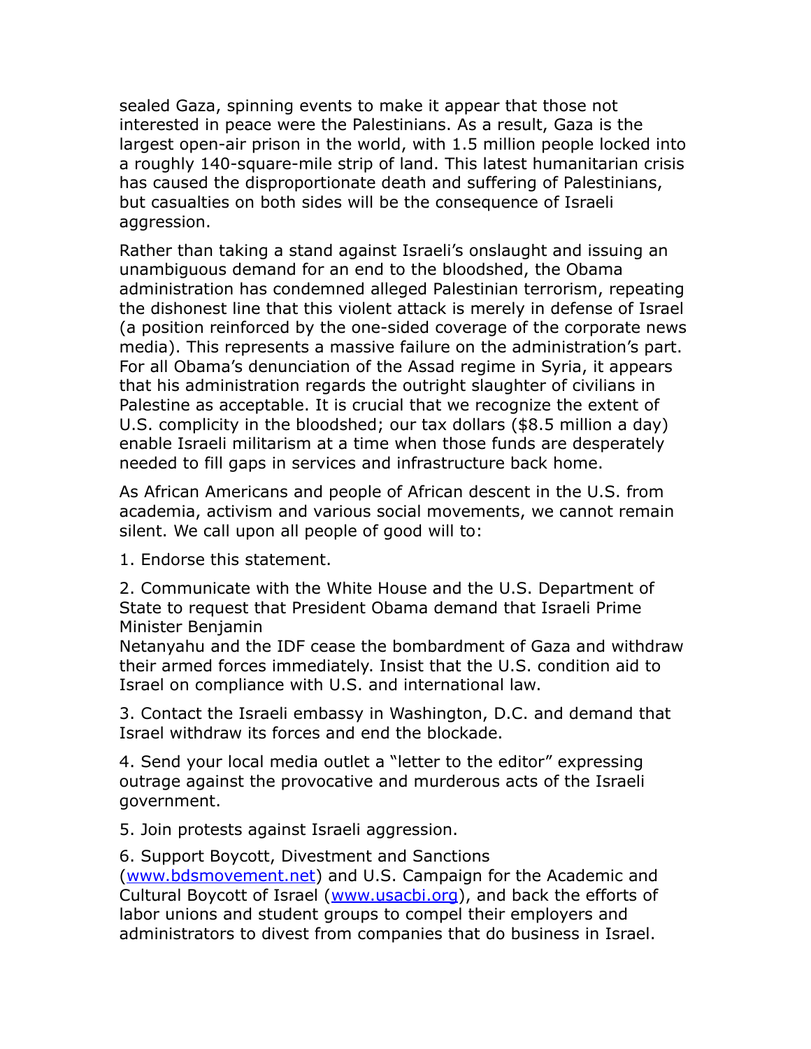sealed Gaza, spinning events to make it appear that those not interested in peace were the Palestinians. As a result, Gaza is the largest open-air prison in the world, with 1.5 million people locked into a roughly 140-square-mile strip of land. This latest humanitarian crisis has caused the disproportionate death and suffering of Palestinians, but casualties on both sides will be the consequence of Israeli aggression.

Rather than taking a stand against Israeli's onslaught and issuing an unambiguous demand for an end to the bloodshed, the Obama administration has condemned alleged Palestinian terrorism, repeating the dishonest line that this violent attack is merely in defense of Israel (a position reinforced by the one-sided coverage of the corporate news media). This represents a massive failure on the administration's part. For all Obama's denunciation of the Assad regime in Syria, it appears that his administration regards the outright slaughter of civilians in Palestine as acceptable. It is crucial that we recognize the extent of U.S. complicity in the bloodshed; our tax dollars ($8.5 million a day) enable Israeli militarism at a time when those funds are desperately needed to fill gaps in services and infrastructure back home.

As African Americans and people of African descent in the U.S. from academia, activism and various social movements, we cannot remain silent. We call upon all people of good will to:

1. Endorse this statement.

2. Communicate with the White House and the U.S. Department of State to request that President Obama demand that Israeli Prime Minister Benjamin Netanyahu and the IDF cease the bombardment of Gaza and withdraw their armed forces immediately. Insist that the U.S. condition aid to Israel on compliance with U.S. and international law.

3. Contact the Israeli embassy in Washington, D.C. and demand that Israel withdraw its forces and end the blockade.

4. Send your local media outlet a "letter to the editor" expressing outrage against the provocative and murderous acts of the Israeli government.

5. Join protests against Israeli aggression.

6. Support Boycott, Divestment and Sanctions (www.bdsmovement.net) and U.S. Campaign for the Academic and Cultural Boycott of Israel (www.usacbi.org), and back the efforts of labor unions and student groups to compel their employers and administrators to divest from companies that do business in Israel.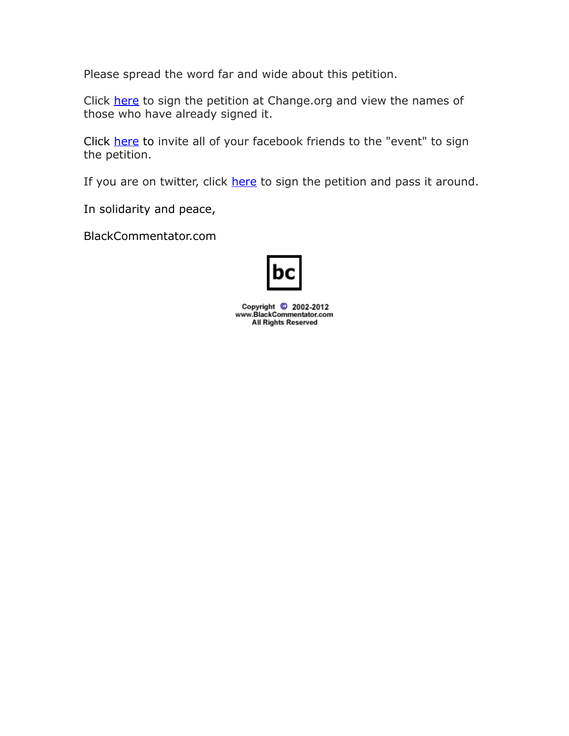Please spread the word far and wide about this petition.

Click here to sign the petition at Change.org and view the names of those who have already signed it.

Click here to invite all of your facebook friends to the "event" to sign the petition.

If you are on twitter, click here to sign the petition and pass it around.

In solidarity and peace,

BlackCommentator.com

bc

Copyright © 2002-2012
www.BlackCommentator.com
All Rights Reserved